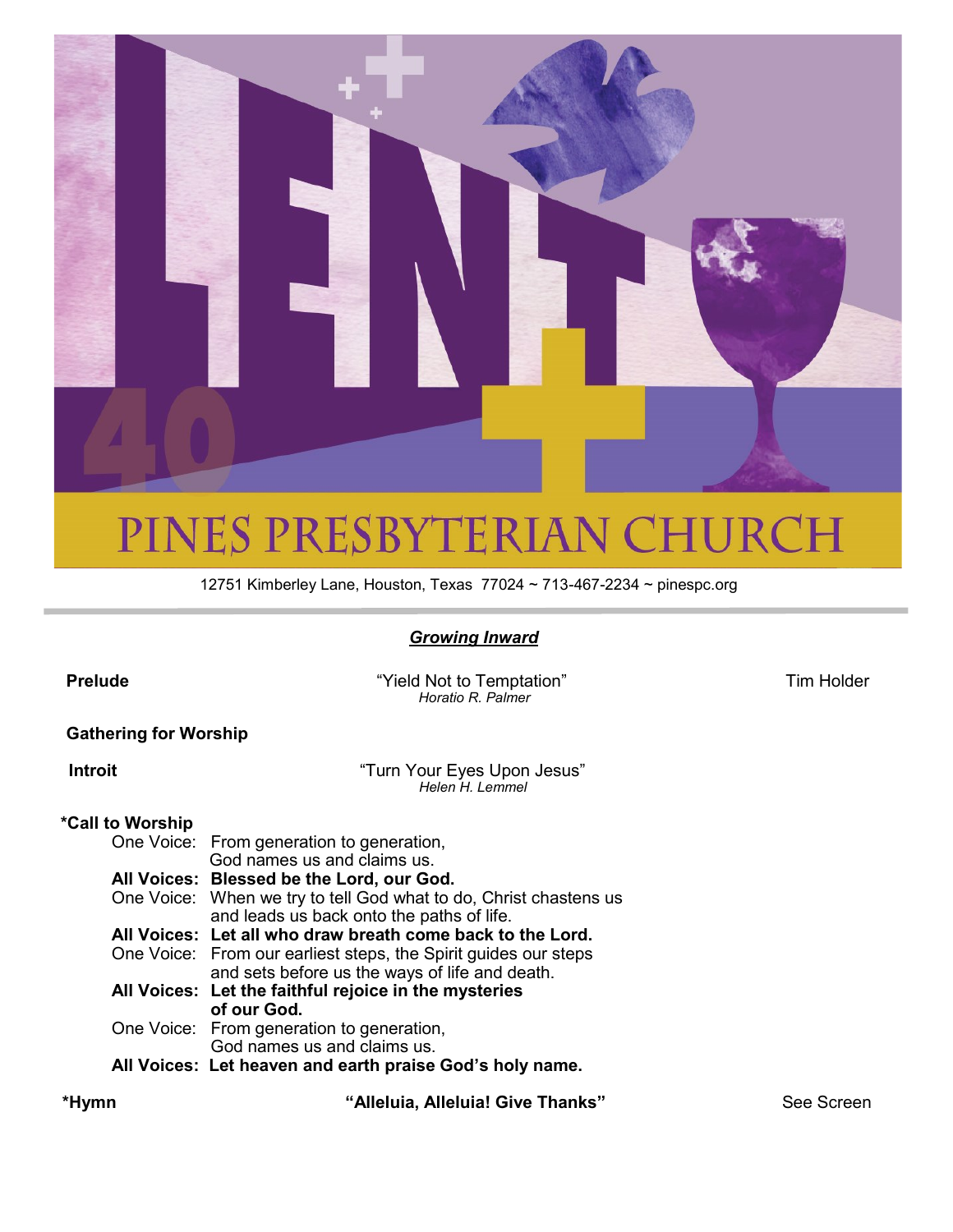# PINES PRESBYTERIAN CHURCH

12751 Kimberley Lane, Houston, Texas 77024 ~ 713-467-2234 ~ pinespc.org

## ***Growing Inward***

**Prelude** — "Yield Not to Temptation" *Horatio R. Palmer* — Tim Holder

**Gathering for Worship**

**Introit** — "Turn Your Eyes Upon Jesus" *Helen H. Lemmel*

**\*Call to Worship**

One Voice: From generation to generation,
God names us and claims us.

**All Voices: Blessed be the Lord, our God.**

One Voice: When we try to tell God what to do, Christ chastens us
and leads us back onto the paths of life.

**All Voices: Let all who draw breath come back to the Lord.**

One Voice: From our earliest steps, the Spirit guides our steps
and sets before us the ways of life and death.

**All Voices: Let the faithful rejoice in the mysteries
of our God.**

One Voice: From generation to generation,
God names us and claims us.

**All Voices: Let heaven and earth praise God's holy name.**

**\*Hymn** — **"Alleluia, Alleluia! Give Thanks"** — See Screen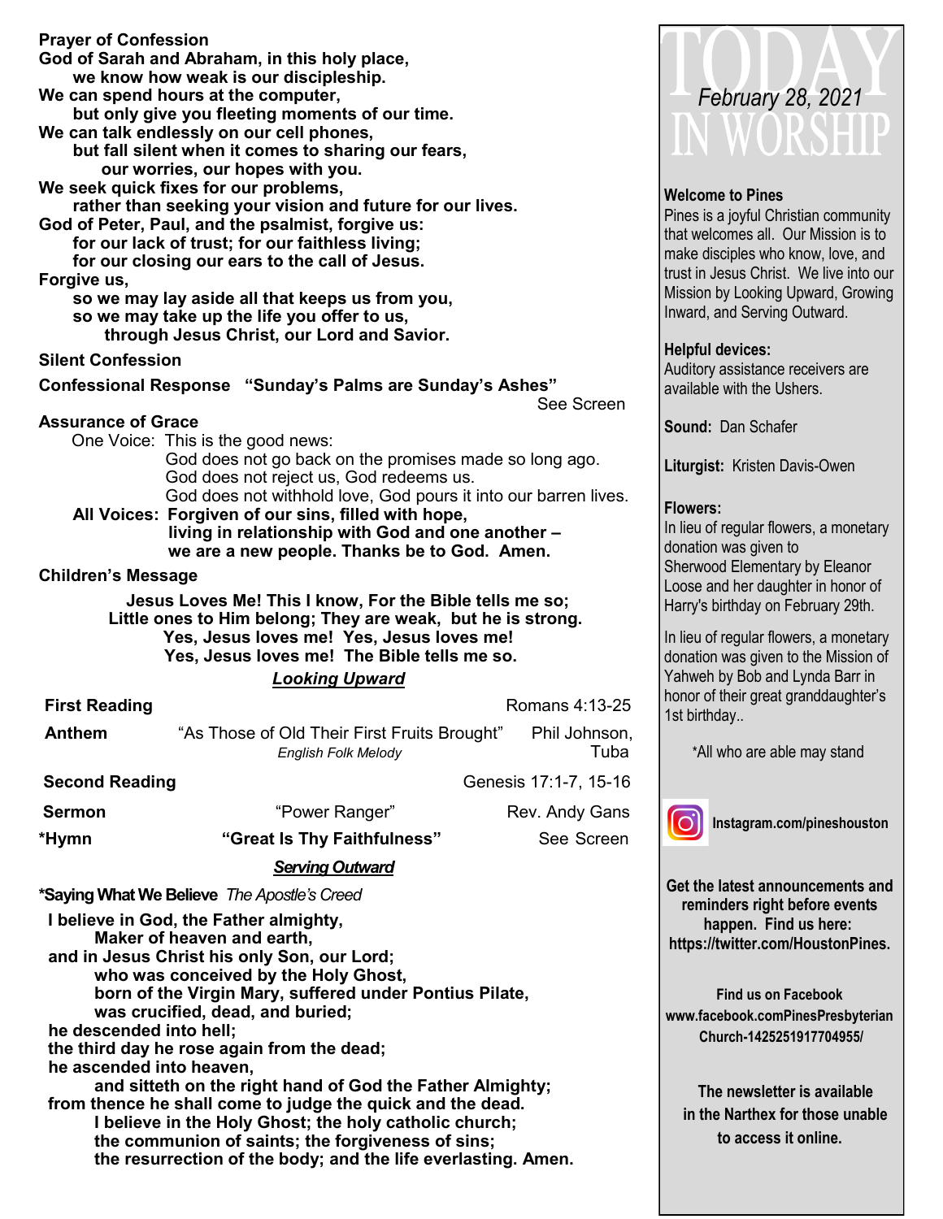**Prayer of Confession**

**God of Sarah and Abraham, in this holy place,**
**we know how weak is our discipleship.**
**We can spend hours at the computer,**
**but only give you fleeting moments of our time.**
**We can talk endlessly on our cell phones,**
**but fall silent when it comes to sharing our fears,**
**our worries, our hopes with you.**
**We seek quick fixes for our problems,**
**rather than seeking your vision and future for our lives.**
**God of Peter, Paul, and the psalmist, forgive us:**
**for our lack of trust; for our faithless living;**
**for our closing our ears to the call of Jesus.**
**Forgive us,**
**so we may lay aside all that keeps us from you,**
**so we may take up the life you offer to us,**
**through Jesus Christ, our Lord and Savior.**

**Silent Confession**

**Confessional Response "Sunday's Palms are Sunday's Ashes"** See Screen

**Assurance of Grace**

One Voice: This is the good news:
God does not go back on the promises made so long ago.
God does not reject us, God redeems us.
God does not withhold love, God pours it into our barren lives.

**All Voices: Forgiven of our sins, filled with hope,**
**living in relationship with God and one another –**
**we are a new people. Thanks be to God. Amen.**

**Children's Message**

**Jesus Loves Me! This I know, For the Bible tells me so;**
**Little ones to Him belong; They are weak, but he is strong.**
**Yes, Jesus loves me! Yes, Jesus loves me!**
**Yes, Jesus loves me! The Bible tells me so.**

***Looking Upward***

**First Reading** Romans 4:13-25

**Anthem** "As Those of Old Their First Fruits Brought" *English Folk Melody* Phil Johnson, Tuba

**Second Reading** Genesis 17:1-7, 15-16

**Sermon** "Power Ranger" Rev. Andy Gans

**\*Hymn** **"Great Is Thy Faithfulness"** See Screen

***Serving Outward***

**\*Saying What We Believe** *The Apostle's Creed*

**I believe in God, the Father almighty,**
**Maker of heaven and earth,**
**and in Jesus Christ his only Son, our Lord;**
**who was conceived by the Holy Ghost,**
**born of the Virgin Mary, suffered under Pontius Pilate,**
**was crucified, dead, and buried;**
**he descended into hell;**
**the third day he rose again from the dead;**
**he ascended into heaven,**
**and sitteth on the right hand of God the Father Almighty;**
**from thence he shall come to judge the quick and the dead.**
**I believe in the Holy Ghost; the holy catholic church;**
**the communion of saints; the forgiveness of sins;**
**the resurrection of the body; and the life everlasting. Amen.**

# TODAY IN WORSHIP

*February 28, 2021*

**Welcome to Pines**

Pines is a joyful Christian community that welcomes all. Our Mission is to make disciples who know, love, and trust in Jesus Christ. We live into our Mission by Looking Upward, Growing Inward, and Serving Outward.

**Helpful devices:**
Auditory assistance receivers are available with the Ushers.

**Sound:** Dan Schafer

**Liturgist:** Kristen Davis-Owen

**Flowers:**
In lieu of regular flowers, a monetary donation was given to Sherwood Elementary by Eleanor Loose and her daughter in honor of Harry's birthday on February 29th.

In lieu of regular flowers, a monetary donation was given to the Mission of Yahweh by Bob and Lynda Barr in honor of their great granddaughter's 1st birthday..

\*All who are able may stand

**Instagram.com/pineshouston**

**Get the latest announcements and reminders right before events happen. Find us here: https://twitter.com/HoustonPines.**

**Find us on Facebook**
**www.facebook.comPinesPresbyterian Church-1425251917704955/**

**The newsletter is available in the Narthex for those unable to access it online.**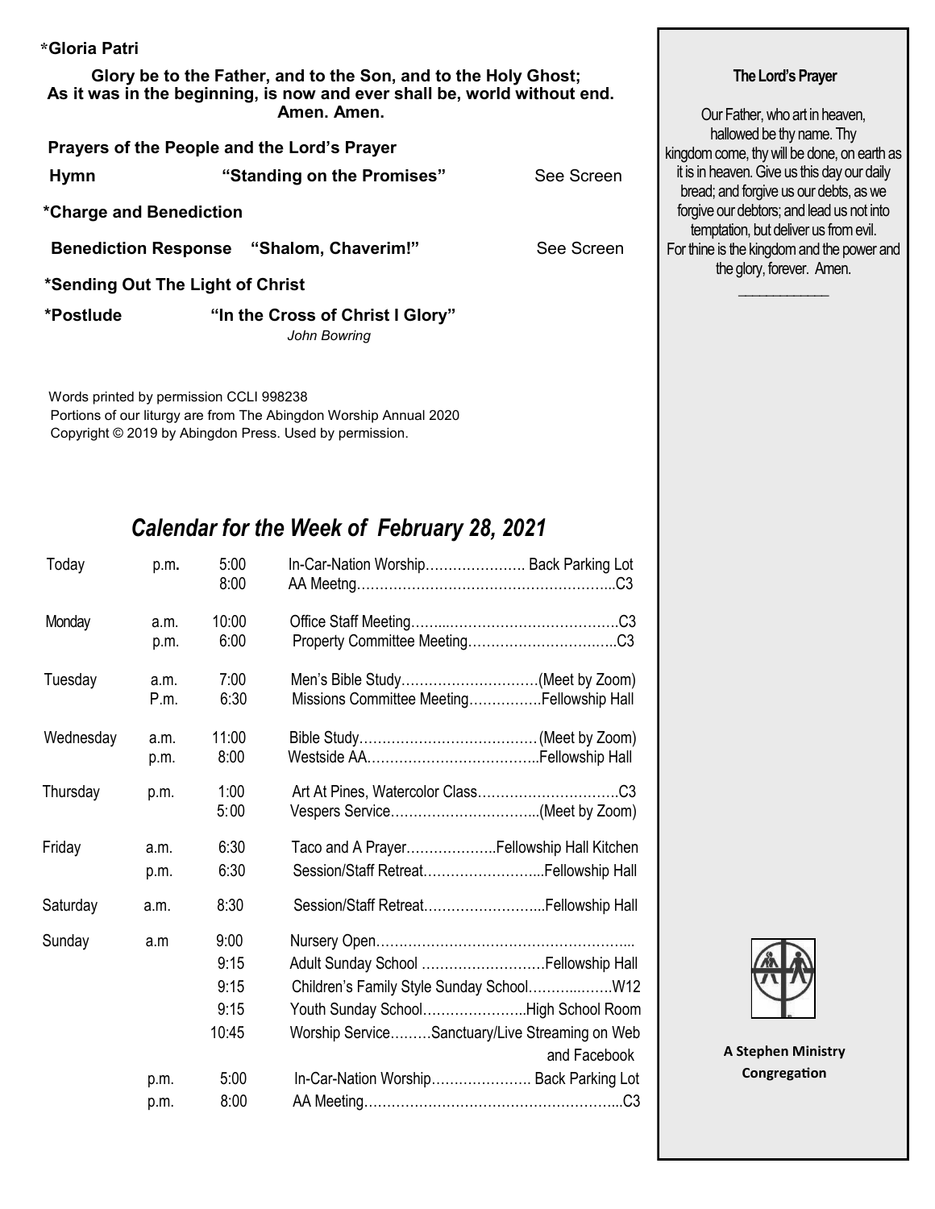**\*Gloria Patri**

**Glory be to the Father, and to the Son, and to the Holy Ghost;
As it was in the beginning, is now and ever shall be, world without end.
Amen. Amen.**

**Prayers of the People and the Lord's Prayer**

**Hymn** **"Standing on the Promises"** See Screen

**\*Charge and Benediction**

**Benediction Response** **"Shalom, Chaverim!"** See Screen

**\*Sending Out The Light of Christ**

**\*Postlude** **"In the Cross of Christ I Glory"**
*John Bowring*

Words printed by permission CCLI 998238
Portions of our liturgy are from The Abingdon Worship Annual 2020
Copyright © 2019 by Abingdon Press. Used by permission.

## *Calendar for the Week of February 28, 2021*

| Day | | Time | Event |
|---|---|---|---|
| Today | p.m. | 5:00 | In-Car-Nation Worship…………………. Back Parking Lot |
| | | 8:00 | AA Meetng………………………………………………..C3 |
| Monday | a.m. | 10:00 | Office Staff Meeting……..……………………………….C3 |
| | p.m. | 6:00 | Property Committee Meeting………………………..….C3 |
| Tuesday | a.m. | 7:00 | Men's Bible Study…………………………(Meet by Zoom) |
| | P.m. | 6:30 | Missions Committee Meeting…………….Fellowship Hall |
| Wednesday | a.m. | 11:00 | Bible Study………………………………… (Meet by Zoom) |
| | p.m. | 8:00 | Westside AA………………………………..Fellowship Hall |
| Thursday | p.m. | 1:00 | Art At Pines, Watercolor Class………………………….C3 |
| | | 5:00 | Vespers Service…………………………...(Meet by Zoom) |
| Friday | a.m. | 6:30 | Taco and A Prayer………………..Fellowship Hall Kitchen |
| | p.m. | 6:30 | Session/Staff Retreat……………………...Fellowship Hall |
| Saturday | a.m. | 8:30 | Session/Staff Retreat……………………...Fellowship Hall |
| Sunday | a.m | 9:00 | Nursery Open……………………………………………….. |
| | | 9:15 | Adult Sunday School ………………………Fellowship Hall |
| | | 9:15 | Children's Family Style Sunday School……..…….W12 |
| | | 9:15 | Youth Sunday School…………………..High School Room |
| | | 10:45 | Worship Service………Sanctuary/Live Streaming on Web and Facebook |
| | p.m. | 5:00 | In-Car-Nation Worship…………………. Back Parking Lot |
| | p.m. | 8:00 | AA Meeting………………………………………………...C3 |

**The Lord's Prayer**

Our Father, who art in heaven, hallowed be thy name. Thy kingdom come, thy will be done, on earth as it is in heaven. Give us this day our daily bread; and forgive us our debts, as we forgive our debtors; and lead us not into temptation, but deliver us from evil. For thine is the kingdom and the power and the glory, forever. Amen.

**A Stephen Ministry Congregation**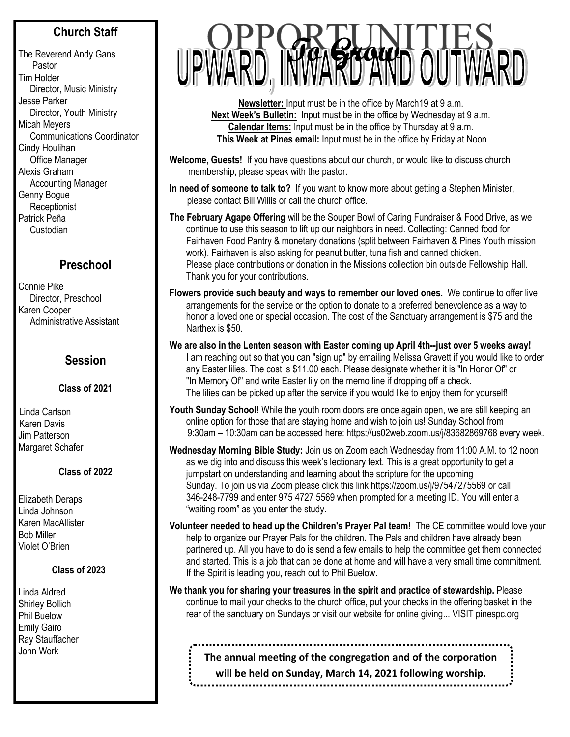## Church Staff

The Reverend Andy Gans
Pastor
Tim Holder
Director, Music Ministry
Jesse Parker
Director, Youth Ministry
Micah Meyers
Communications Coordinator
Cindy Houlihan
Office Manager
Alexis Graham
Accounting Manager
Genny Bogue
Receptionist
Patrick Peña
Custodian

## Preschool

Connie Pike
Director, Preschool
Karen Cooper
Administrative Assistant

## Session

### Class of 2021

Linda Carlson
Karen Davis
Jim Patterson
Margaret Schafer

### Class of 2022

Elizabeth Deraps
Linda Johnson
Karen MacAllister
Bob Miller
Violet O'Brien

### Class of 2023

Linda Aldred
Shirley Bollich
Phil Buelow
Emily Gairo
Ray Stauffacher
John Work

# OPPORTUNITIES To Grow UPWARD, INWARD AND OUTWARD

**Newsletter:** Input must be in the office by March19 at 9 a.m.
**Next Week's Bulletin:** Input must be in the office by Wednesday at 9 a.m.
**Calendar Items:** Input must be in the office by Thursday at 9 a.m.
**This Week at Pines email:** Input must be in the office by Friday at Noon

**Welcome, Guests!** If you have questions about our church, or would like to discuss church membership, please speak with the pastor.

**In need of someone to talk to?** If you want to know more about getting a Stephen Minister, please contact Bill Willis or call the church office.

**The February Agape Offering** will be the Souper Bowl of Caring Fundraiser & Food Drive, as we continue to use this season to lift up our neighbors in need. Collecting: Canned food for Fairhaven Food Pantry & monetary donations (split between Fairhaven & Pines Youth mission work). Fairhaven is also asking for peanut butter, tuna fish and canned chicken. Please place contributions or donation in the Missions collection bin outside Fellowship Hall. Thank you for your contributions.

**Flowers provide such beauty and ways to remember our loved ones.** We continue to offer live arrangements for the service or the option to donate to a preferred benevolence as a way to honor a loved one or special occasion. The cost of the Sanctuary arrangement is $75 and the Narthex is $50.

**We are also in the Lenten season with Easter coming up April 4th--just over 5 weeks away!** I am reaching out so that you can "sign up" by emailing Melissa Gravett if you would like to order any Easter lilies. The cost is $11.00 each. Please designate whether it is "In Honor Of" or "In Memory Of" and write Easter lily on the memo line if dropping off a check. The lilies can be picked up after the service if you would like to enjoy them for yourself!

**Youth Sunday School!** While the youth room doors are once again open, we are still keeping an online option for those that are staying home and wish to join us! Sunday School from 9:30am – 10:30am can be accessed here: https://us02web.zoom.us/j/83682869768 every week.

**Wednesday Morning Bible Study:** Join us on Zoom each Wednesday from 11:00 A.M. to 12 noon as we dig into and discuss this week's lectionary text. This is a great opportunity to get a jumpstart on understanding and learning about the scripture for the upcoming Sunday. To join us via Zoom please click this link https://zoom.us/j/97547275569 or call 346-248-7799 and enter 975 4727 5569 when prompted for a meeting ID. You will enter a "waiting room" as you enter the study.

**Volunteer needed to head up the Children's Prayer Pal team!** The CE committee would love your help to organize our Prayer Pals for the children. The Pals and children have already been partnered up. All you have to do is send a few emails to help the committee get them connected and started. This is a job that can be done at home and will have a very small time commitment. If the Spirit is leading you, reach out to Phil Buelow.

**We thank you for sharing your treasures in the spirit and practice of stewardship.** Please continue to mail your checks to the church office, put your checks in the offering basket in the rear of the sanctuary on Sundays or visit our website for online giving... VISIT pinespc.org

**The annual meeting of the congregation and of the corporation will be held on Sunday, March 14, 2021 following worship.**